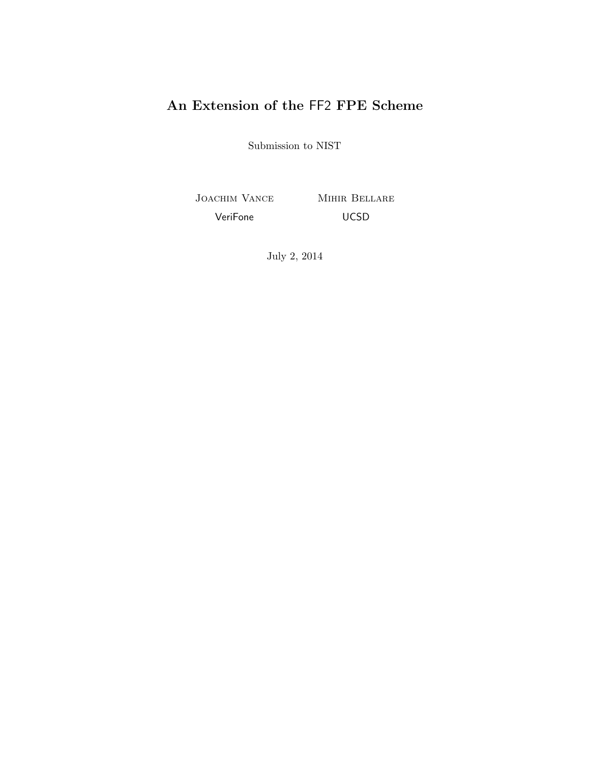# An Extension of the FF2 FPE Scheme

Submission to NIST

Joachim Vance
VeriFone

Mihir Bellare
UCSD

July 2, 2014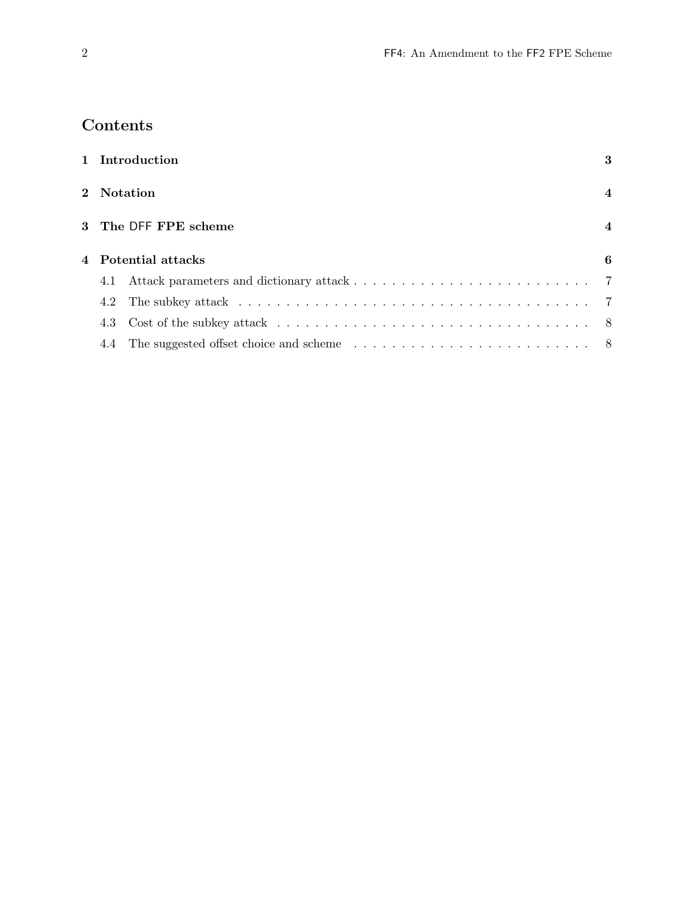# Contents

**1 Introduction** **3**

**2 Notation** **4**

**3 The DFF FPE scheme** **4**

**4 Potential attacks** **6**

- 4.1 Attack parameters and dictionary attack . . . . . . . . . . 7
- 4.2 The subkey attack . . . . . . . . . . 7
- 4.3 Cost of the subkey attack . . . . . . . . . . 8
- 4.4 The suggested offset choice and scheme . . . . . . . . . . 8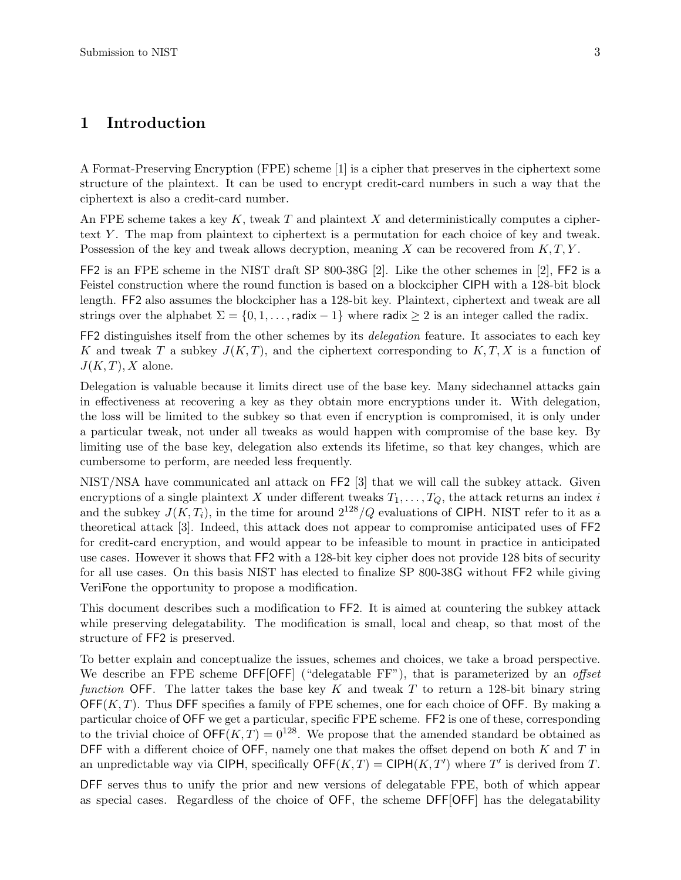# 1 Introduction

A Format-Preserving Encryption (FPE) scheme [1] is a cipher that preserves in the ciphertext some structure of the plaintext. It can be used to encrypt credit-card numbers in such a way that the ciphertext is also a credit-card number.

An FPE scheme takes a key $K$, tweak $T$ and plaintext $X$ and deterministically computes a ciphertext $Y$. The map from plaintext to ciphertext is a permutation for each choice of key and tweak. Possession of the key and tweak allows decryption, meaning $X$ can be recovered from $K, T, Y$.

FF2 is an FPE scheme in the NIST draft SP 800-38G [2]. Like the other schemes in [2], FF2 is a Feistel construction where the round function is based on a blockcipher CIPH with a 128-bit block length. FF2 also assumes the blockcipher has a 128-bit key. Plaintext, ciphertext and tweak are all strings over the alphabet $\Sigma = \{0, 1, \ldots, \mathsf{radix} - 1\}$ where $\mathsf{radix} \geq 2$ is an integer called the radix.

FF2 distinguishes itself from the other schemes by its *delegation* feature. It associates to each key $K$ and tweak $T$ a subkey $J(K, T)$, and the ciphertext corresponding to $K, T, X$ is a function of $J(K, T), X$ alone.

Delegation is valuable because it limits direct use of the base key. Many sidechannel attacks gain in effectiveness at recovering a key as they obtain more encryptions under it. With delegation, the loss will be limited to the subkey so that even if encryption is compromised, it is only under a particular tweak, not under all tweaks as would happen with compromise of the base key. By limiting use of the base key, delegation also extends its lifetime, so that key changes, which are cumbersome to perform, are needed less frequently.

NIST/NSA have communicated anl attack on FF2 [3] that we will call the subkey attack. Given encryptions of a single plaintext $X$ under different tweaks $T_1, \ldots, T_Q$, the attack returns an index $i$ and the subkey $J(K, T_i)$, in the time for around $2^{128}/Q$ evaluations of CIPH. NIST refer to it as a theoretical attack [3]. Indeed, this attack does not appear to compromise anticipated uses of FF2 for credit-card encryption, and would appear to be infeasible to mount in practice in anticipated use cases. However it shows that FF2 with a 128-bit key cipher does not provide 128 bits of security for all use cases. On this basis NIST has elected to finalize SP 800-38G without FF2 while giving VeriFone the opportunity to propose a modification.

This document describes such a modification to FF2. It is aimed at countering the subkey attack while preserving delegatability. The modification is small, local and cheap, so that most of the structure of FF2 is preserved.

To better explain and conceptualize the issues, schemes and choices, we take a broad perspective. We describe an FPE scheme DFF[OFF] ("delegatable FF"), that is parameterized by an *offset function* OFF. The latter takes the base key $K$ and tweak $T$ to return a 128-bit binary string $\mathsf{OFF}(K, T)$. Thus DFF specifies a family of FPE schemes, one for each choice of OFF. By making a particular choice of OFF we get a particular, specific FPE scheme. FF2 is one of these, corresponding to the trivial choice of $\mathsf{OFF}(K, T) = 0^{128}$. We propose that the amended standard be obtained as DFF with a different choice of OFF, namely one that makes the offset depend on both $K$ and $T$ in an unpredictable way via CIPH, specifically $\mathsf{OFF}(K, T) = \mathsf{CIPH}(K, T')$ where $T'$ is derived from $T$.

DFF serves thus to unify the prior and new versions of delegatable FPE, both of which appear as special cases. Regardless of the choice of OFF, the scheme DFF[OFF] has the delegatability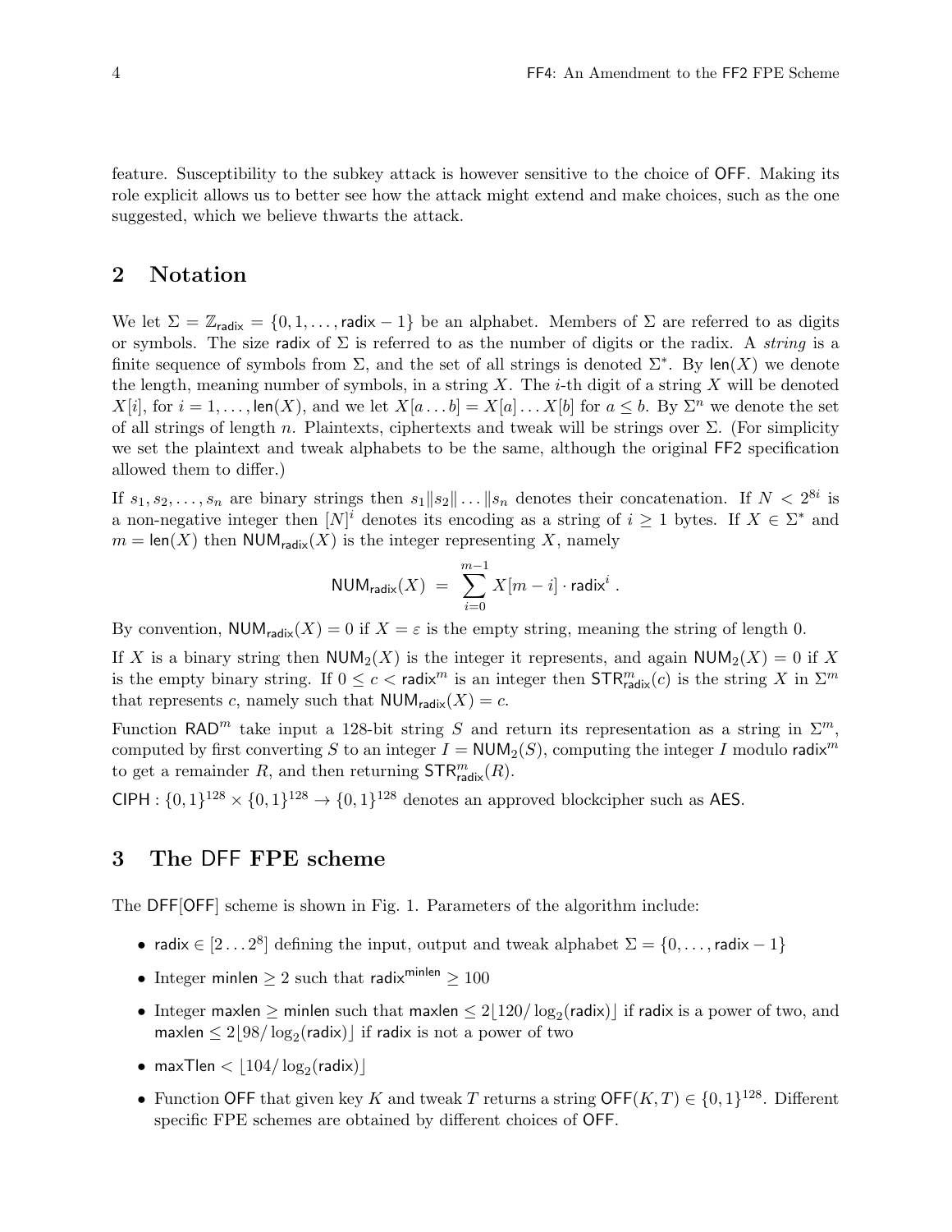feature. Susceptibility to the subkey attack is however sensitive to the choice of OFF. Making its role explicit allows us to better see how the attack might extend and make choices, such as the one suggested, which we believe thwarts the attack.

## 2 Notation

We let $\Sigma = \mathbb{Z}_{\mathsf{radix}} = \{0, 1, \ldots, \mathsf{radix} - 1\}$ be an alphabet. Members of $\Sigma$ are referred to as digits or symbols. The size radix of $\Sigma$ is referred to as the number of digits or the radix. A *string* is a finite sequence of symbols from $\Sigma$, and the set of all strings is denoted $\Sigma^*$. By $\mathsf{len}(X)$ we denote the length, meaning number of symbols, in a string $X$. The $i$-th digit of a string $X$ will be denoted $X[i]$, for $i = 1, \ldots, \mathsf{len}(X)$, and we let $X[a \ldots b] = X[a] \ldots X[b]$ for $a \leq b$. By $\Sigma^n$ we denote the set of all strings of length $n$. Plaintexts, ciphertexts and tweak will be strings over $\Sigma$. (For simplicity we set the plaintext and tweak alphabets to be the same, although the original FF2 specification allowed them to differ.)

If $s_1, s_2, \ldots, s_n$ are binary strings then $s_1 \| s_2 \| \ldots \| s_n$ denotes their concatenation. If $N < 2^{8i}$ is a non-negative integer then $[N]^i$ denotes its encoding as a string of $i \geq 1$ bytes. If $X \in \Sigma^*$ and $m = \mathsf{len}(X)$ then $\mathsf{NUM}_{\mathsf{radix}}(X)$ is the integer representing $X$, namely

$$\mathsf{NUM}_{\mathsf{radix}}(X) \;=\; \sum_{i=0}^{m-1} X[m-i] \cdot \mathsf{radix}^i \;.$$

By convention, $\mathsf{NUM}_{\mathsf{radix}}(X) = 0$ if $X = \varepsilon$ is the empty string, meaning the string of length 0.

If $X$ is a binary string then $\mathsf{NUM}_2(X)$ is the integer it represents, and again $\mathsf{NUM}_2(X) = 0$ if $X$ is the empty binary string. If $0 \leq c < \mathsf{radix}^m$ is an integer then $\mathsf{STR}^m_{\mathsf{radix}}(c)$ is the string $X$ in $\Sigma^m$ that represents $c$, namely such that $\mathsf{NUM}_{\mathsf{radix}}(X) = c$.

Function $\mathsf{RAD}^m$ take input a 128-bit string $S$ and return its representation as a string in $\Sigma^m$, computed by first converting $S$ to an integer $I = \mathsf{NUM}_2(S)$, computing the integer $I$ modulo $\mathsf{radix}^m$ to get a remainder $R$, and then returning $\mathsf{STR}^m_{\mathsf{radix}}(R)$.

$\mathsf{CIPH} : \{0,1\}^{128} \times \{0,1\}^{128} \to \{0,1\}^{128}$ denotes an approved blockcipher such as AES.

## 3 The DFF FPE scheme

The DFF[OFF] scheme is shown in Fig. 1. Parameters of the algorithm include:

- $\mathsf{radix} \in [2 \ldots 2^8]$ defining the input, output and tweak alphabet $\Sigma = \{0, \ldots, \mathsf{radix} - 1\}$
- Integer $\mathsf{minlen} \geq 2$ such that $\mathsf{radix}^{\mathsf{minlen}} \geq 100$
- Integer $\mathsf{maxlen} \geq \mathsf{minlen}$ such that $\mathsf{maxlen} \leq 2\lfloor 120/\log_2(\mathsf{radix}) \rfloor$ if radix is a power of two, and $\mathsf{maxlen} \leq 2\lfloor 98/\log_2(\mathsf{radix}) \rfloor$ if radix is not a power of two
- $\mathsf{maxTlen} < \lfloor 104/\log_2(\mathsf{radix}) \rfloor$
- Function OFF that given key $K$ and tweak $T$ returns a string $\mathsf{OFF}(K,T) \in \{0,1\}^{128}$. Different specific FPE schemes are obtained by different choices of OFF.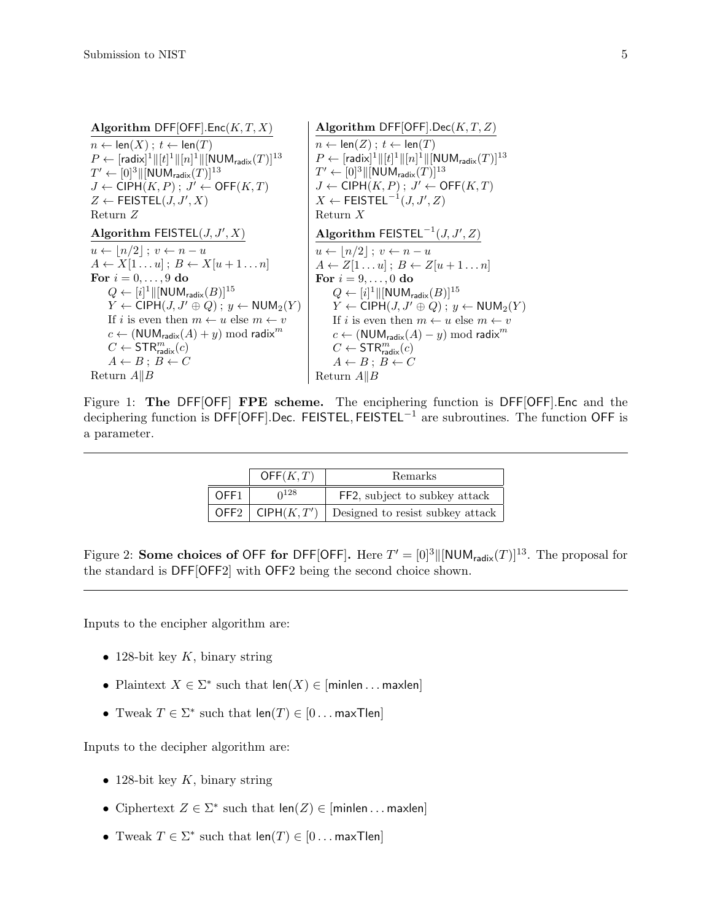**Algorithm** $\mathsf{DFF[OFF].Enc}(K, T, X)$

$n \leftarrow \mathsf{len}(X)$ ; $t \leftarrow \mathsf{len}(T)$
$P \leftarrow [\mathsf{radix}]^1 \| [t]^1 \| [n]^1 \| [\mathsf{NUM}_{\mathsf{radix}}(T)]^{13}$
$T' \leftarrow [0]^3 \| [\mathsf{NUM}_{\mathsf{radix}}(T)]^{13}$
$J \leftarrow \mathsf{CIPH}(K, P)$ ; $J' \leftarrow \mathsf{OFF}(K, T)$
$Z \leftarrow \mathsf{FEISTEL}(J, J', X)$
Return $Z$

**Algorithm** $\mathsf{FEISTEL}(J, J', X)$

$u \leftarrow \lfloor n/2 \rfloor$ ; $v \leftarrow n - u$
$A \leftarrow X[1 \ldots u]$ ; $B \leftarrow X[u+1 \ldots n]$
**For** $i = 0, \ldots, 9$ **do**
  $Q \leftarrow [i]^1 \| [\mathsf{NUM}_{\mathsf{radix}}(B)]^{15}$
  $Y \leftarrow \mathsf{CIPH}(J, J' \oplus Q)$ ; $y \leftarrow \mathsf{NUM}_2(Y)$
  If $i$ is even then $m \leftarrow u$ else $m \leftarrow v$
  $c \leftarrow (\mathsf{NUM}_{\mathsf{radix}}(A) + y) \bmod \mathsf{radix}^m$
  $C \leftarrow \mathsf{STR}^m_{\mathsf{radix}}(c)$
  $A \leftarrow B$ ; $B \leftarrow C$
Return $A \| B$

**Algorithm** $\mathsf{DFF[OFF].Dec}(K, T, Z)$

$n \leftarrow \mathsf{len}(Z)$ ; $t \leftarrow \mathsf{len}(T)$
$P \leftarrow [\mathsf{radix}]^1 \| [t]^1 \| [n]^1 \| [\mathsf{NUM}_{\mathsf{radix}}(T)]^{13}$
$T' \leftarrow [0]^3 \| [\mathsf{NUM}_{\mathsf{radix}}(T)]^{13}$
$J \leftarrow \mathsf{CIPH}(K, P)$ ; $J' \leftarrow \mathsf{OFF}(K, T)$
$X \leftarrow \mathsf{FEISTEL}^{-1}(J, J', Z)$
Return $X$

**Algorithm** $\mathsf{FEISTEL}^{-1}(J, J', Z)$

$u \leftarrow \lfloor n/2 \rfloor$ ; $v \leftarrow n - u$
$A \leftarrow Z[1 \ldots u]$ ; $B \leftarrow Z[u+1 \ldots n]$
**For** $i = 9, \ldots, 0$ **do**
  $Q \leftarrow [i]^1 \| [\mathsf{NUM}_{\mathsf{radix}}(B)]^{15}$
  $Y \leftarrow \mathsf{CIPH}(J, J' \oplus Q)$ ; $y \leftarrow \mathsf{NUM}_2(Y)$
  If $i$ is even then $m \leftarrow u$ else $m \leftarrow v$
  $c \leftarrow (\mathsf{NUM}_{\mathsf{radix}}(A) - y) \bmod \mathsf{radix}^m$
  $C \leftarrow \mathsf{STR}^m_{\mathsf{radix}}(c)$
  $A \leftarrow B$ ; $B \leftarrow C$
Return $A \| B$

Figure 1: **The** $\mathsf{DFF[OFF]}$ **FPE scheme.** The enciphering function is $\mathsf{DFF[OFF].Enc}$ and the deciphering function is $\mathsf{DFF[OFF].Dec}$. $\mathsf{FEISTEL}, \mathsf{FEISTEL}^{-1}$ are subroutines. The function $\mathsf{OFF}$ is a parameter.

| | $\mathsf{OFF}(K, T)$ | Remarks |
|---|---|---|
| OFF1 | $0^{128}$ | FF2, subject to subkey attack |
| OFF2 | $\mathsf{CIPH}(K, T')$ | Designed to resist subkey attack |

Figure 2: **Some choices of** $\mathsf{OFF}$ **for** $\mathsf{DFF[OFF]}$**.** Here $T' = [0]^3 \| [\mathsf{NUM}_{\mathsf{radix}}(T)]^{13}$. The proposal for the standard is $\mathsf{DFF[OFF2]}$ with $\mathsf{OFF2}$ being the second choice shown.

Inputs to the encipher algorithm are:

- 128-bit key $K$, binary string
- Plaintext $X \in \Sigma^*$ such that $\mathsf{len}(X) \in [\mathsf{minlen} \ldots \mathsf{maxlen}]$
- Tweak $T \in \Sigma^*$ such that $\mathsf{len}(T) \in [0 \ldots \mathsf{maxTlen}]$

Inputs to the decipher algorithm are:

- 128-bit key $K$, binary string
- Ciphertext $Z \in \Sigma^*$ such that $\mathsf{len}(Z) \in [\mathsf{minlen} \ldots \mathsf{maxlen}]$
- Tweak $T \in \Sigma^*$ such that $\mathsf{len}(T) \in [0 \ldots \mathsf{maxTlen}]$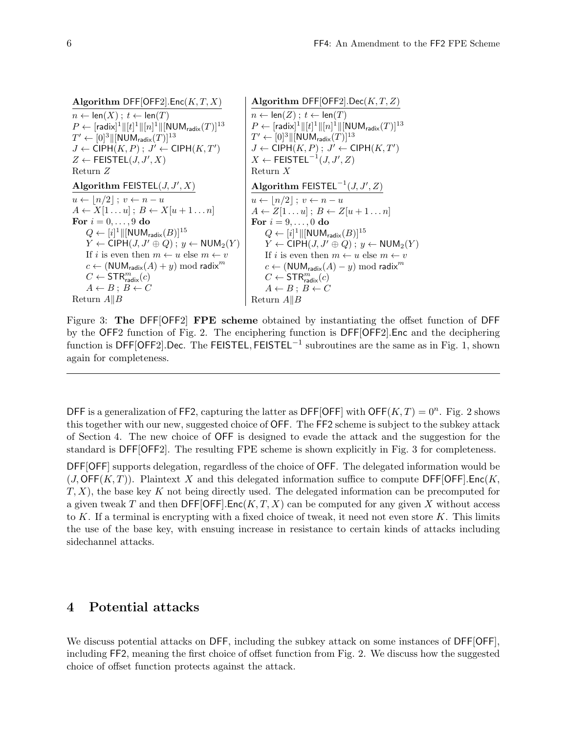**Algorithm** $\mathsf{DFF}[\mathsf{OFF2}].\mathsf{Enc}(K, T, X)$

$n \leftarrow \mathsf{len}(X)$ ; $t \leftarrow \mathsf{len}(T)$
$P \leftarrow [\mathsf{radix}]^1 \| [t]^1 \| [n]^1 \| [\mathsf{NUM}_{\mathsf{radix}}(T)]^{13}$
$T' \leftarrow [0]^3 \| [\mathsf{NUM}_{\mathsf{radix}}(T)]^{13}$
$J \leftarrow \mathsf{CIPH}(K, P)$ ; $J' \leftarrow \mathsf{CIPH}(K, T')$
$Z \leftarrow \mathsf{FEISTEL}(J, J', X)$
Return $Z$

**Algorithm** $\mathsf{FEISTEL}(J, J', X)$

$u \leftarrow \lfloor n/2 \rfloor$ ; $v \leftarrow n - u$
$A \leftarrow X[1 \ldots u]$ ; $B \leftarrow X[u+1 \ldots n]$
**For** $i = 0, \ldots, 9$ **do**
  $Q \leftarrow [i]^1 \| [\mathsf{NUM}_{\mathsf{radix}}(B)]^{15}$
  $Y \leftarrow \mathsf{CIPH}(J, J' \oplus Q)$ ; $y \leftarrow \mathsf{NUM}_2(Y)$
  If $i$ is even then $m \leftarrow u$ else $m \leftarrow v$
  $c \leftarrow (\mathsf{NUM}_{\mathsf{radix}}(A) + y) \bmod \mathsf{radix}^m$
  $C \leftarrow \mathsf{STR}^m_{\mathsf{radix}}(c)$
  $A \leftarrow B$ ; $B \leftarrow C$
Return $A \| B$

**Algorithm** $\mathsf{DFF}[\mathsf{OFF2}].\mathsf{Dec}(K, T, Z)$

$n \leftarrow \mathsf{len}(Z)$ ; $t \leftarrow \mathsf{len}(T)$
$P \leftarrow [\mathsf{radix}]^1 \| [t]^1 \| [n]^1 \| [\mathsf{NUM}_{\mathsf{radix}}(T)]^{13}$
$T' \leftarrow [0]^3 \| [\mathsf{NUM}_{\mathsf{radix}}(T)]^{13}$
$J \leftarrow \mathsf{CIPH}(K, P)$ ; $J' \leftarrow \mathsf{CIPH}(K, T')$
$X \leftarrow \mathsf{FEISTEL}^{-1}(J, J', Z)$
Return $X$

**Algorithm** $\mathsf{FEISTEL}^{-1}(J, J', Z)$

$u \leftarrow \lfloor n/2 \rfloor$ ; $v \leftarrow n - u$
$A \leftarrow Z[1 \ldots u]$ ; $B \leftarrow Z[u+1 \ldots n]$
**For** $i = 9, \ldots, 0$ **do**
  $Q \leftarrow [i]^1 \| [\mathsf{NUM}_{\mathsf{radix}}(B)]^{15}$
  $Y \leftarrow \mathsf{CIPH}(J, J' \oplus Q)$ ; $y \leftarrow \mathsf{NUM}_2(Y)$
  If $i$ is even then $m \leftarrow u$ else $m \leftarrow v$
  $c \leftarrow (\mathsf{NUM}_{\mathsf{radix}}(A) - y) \bmod \mathsf{radix}^m$
  $C \leftarrow \mathsf{STR}^m_{\mathsf{radix}}(c)$
  $A \leftarrow B$ ; $B \leftarrow C$
Return $A \| B$

Figure 3: **The DFF[OFF2] FPE scheme** obtained by instantiating the offset function of DFF by the OFF2 function of Fig. 2. The enciphering function is DFF[OFF2].Enc and the deciphering function is DFF[OFF2].Dec. The $\mathsf{FEISTEL}, \mathsf{FEISTEL}^{-1}$ subroutines are the same as in Fig. 1, shown again for completeness.

---

DFF is a generalization of FF2, capturing the latter as DFF[OFF] with $\mathsf{OFF}(K, T) = 0^n$. Fig. 2 shows this together with our new, suggested choice of OFF. The FF2 scheme is subject to the subkey attack of Section 4. The new choice of OFF is designed to evade the attack and the suggestion for the standard is DFF[OFF2]. The resulting FPE scheme is shown explicitly in Fig. 3 for completeness.

DFF[OFF] supports delegation, regardless of the choice of OFF. The delegated information would be $(J, \mathsf{OFF}(K, T))$. Plaintext $X$ and this delegated information suffice to compute $\mathsf{DFF}[\mathsf{OFF}].\mathsf{Enc}(K, T, X)$, the base key $K$ not being directly used. The delegated information can be precomputed for a given tweak $T$ and then $\mathsf{DFF}[\mathsf{OFF}].\mathsf{Enc}(K, T, X)$ can be computed for any given $X$ without access to $K$. If a terminal is encrypting with a fixed choice of tweak, it need not even store $K$. This limits the use of the base key, with ensuing increase in resistance to certain kinds of attacks including sidechannel attacks.

## 4 Potential attacks

We discuss potential attacks on DFF, including the subkey attack on some instances of DFF[OFF], including FF2, meaning the first choice of offset function from Fig. 2. We discuss how the suggested choice of offset function protects against the attack.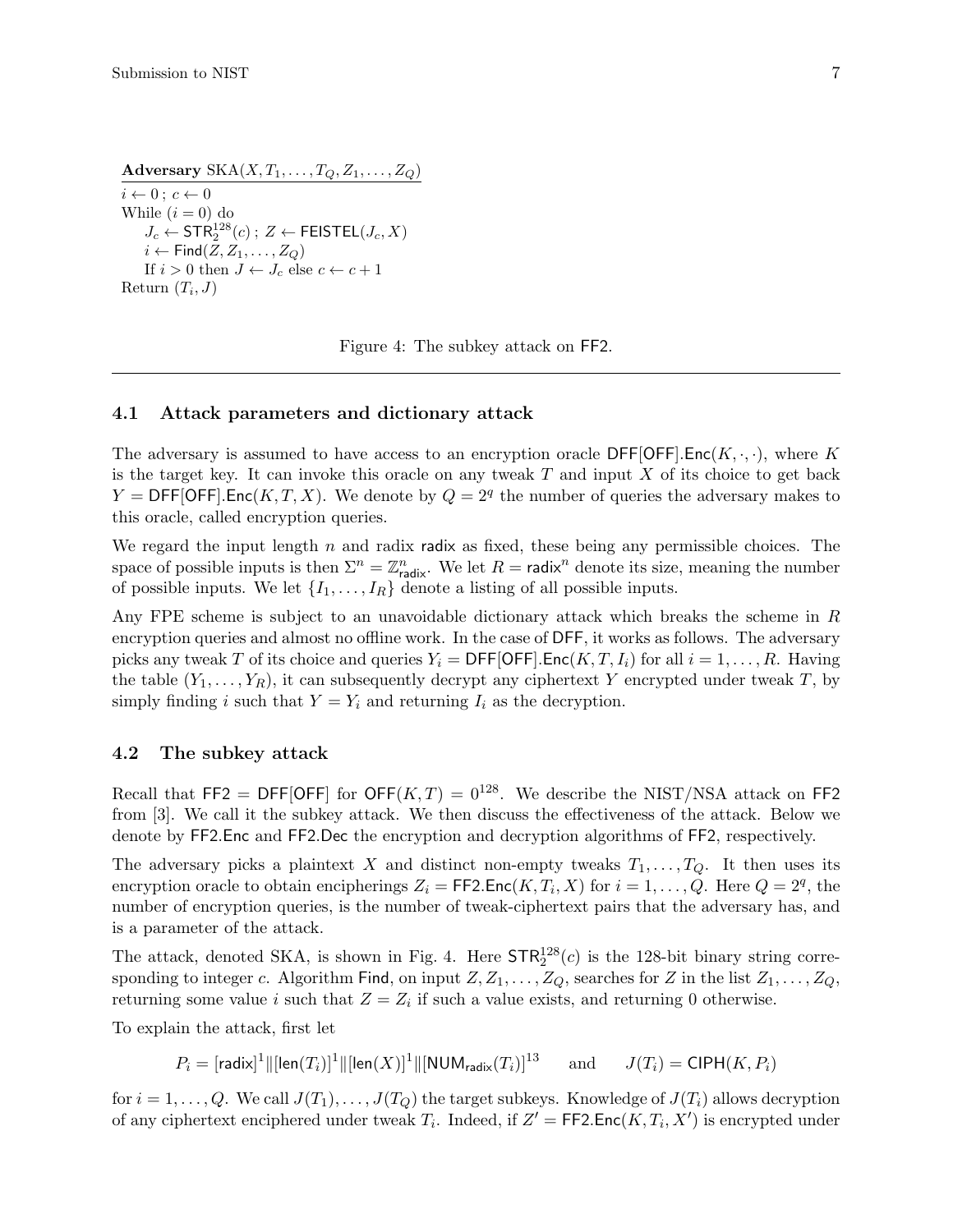**Adversary** SKA$(X, T_1, \ldots, T_Q, Z_1, \ldots, Z_Q)$

```
i ← 0 ; c ← 0
While (i = 0) do
    J_c ← STR_2^128(c) ; Z ← FEISTEL(J_c, X)
    i ← Find(Z, Z_1, ..., Z_Q)
    If i > 0 then J ← J_c else c ← c + 1
Return (T_i, J)
```

Figure 4: The subkey attack on FF2.

### 4.1 Attack parameters and dictionary attack

The adversary is assumed to have access to an encryption oracle $\mathsf{DFF}[\mathsf{OFF}].\mathsf{Enc}(K, \cdot, \cdot)$, where $K$ is the target key. It can invoke this oracle on any tweak $T$ and input $X$ of its choice to get back $Y = \mathsf{DFF}[\mathsf{OFF}].\mathsf{Enc}(K, T, X)$. We denote by $Q = 2^q$ the number of queries the adversary makes to this oracle, called encryption queries.

We regard the input length $n$ and radix $\mathsf{radix}$ as fixed, these being any permissible choices. The space of possible inputs is then $\Sigma^n = \mathbb{Z}^n_{\mathsf{radix}}$. We let $R = \mathsf{radix}^n$ denote its size, meaning the number of possible inputs. We let $\{I_1, \ldots, I_R\}$ denote a listing of all possible inputs.

Any FPE scheme is subject to an unavoidable dictionary attack which breaks the scheme in $R$ encryption queries and almost no offline work. In the case of $\mathsf{DFF}$, it works as follows. The adversary picks any tweak $T$ of its choice and queries $Y_i = \mathsf{DFF}[\mathsf{OFF}].\mathsf{Enc}(K, T, I_i)$ for all $i = 1, \ldots, R$. Having the table $(Y_1, \ldots, Y_R)$, it can subsequently decrypt any ciphertext $Y$ encrypted under tweak $T$, by simply finding $i$ such that $Y = Y_i$ and returning $I_i$ as the decryption.

### 4.2 The subkey attack

Recall that $\mathsf{FF2} = \mathsf{DFF}[\mathsf{OFF}]$ for $\mathsf{OFF}(K, T) = 0^{128}$. We describe the NIST/NSA attack on $\mathsf{FF2}$ from [3]. We call it the subkey attack. We then discuss the effectiveness of the attack. Below we denote by $\mathsf{FF2.Enc}$ and $\mathsf{FF2.Dec}$ the encryption and decryption algorithms of $\mathsf{FF2}$, respectively.

The adversary picks a plaintext $X$ and distinct non-empty tweaks $T_1, \ldots, T_Q$. It then uses its encryption oracle to obtain encipherings $Z_i = \mathsf{FF2.Enc}(K, T_i, X)$ for $i = 1, \ldots, Q$. Here $Q = 2^q$, the number of encryption queries, is the number of tweak-ciphertext pairs that the adversary has, and is a parameter of the attack.

The attack, denoted SKA, is shown in Fig. 4. Here $\mathsf{STR}^{128}_2(c)$ is the 128-bit binary string corresponding to integer $c$. Algorithm $\mathsf{Find}$, on input $Z, Z_1, \ldots, Z_Q$, searches for $Z$ in the list $Z_1, \ldots, Z_Q$, returning some value $i$ such that $Z = Z_i$ if such a value exists, and returning 0 otherwise.

To explain the attack, first let

$$P_i = [\mathsf{radix}]^1 \| [\mathsf{len}(T_i)]^1 \| [\mathsf{len}(X)]^1 \| [\mathsf{NUM}_{\mathsf{radix}}(T_i)]^{13} \quad \text{and} \quad J(T_i) = \mathsf{CIPH}(K, P_i)$$

for $i = 1, \ldots, Q$. We call $J(T_1), \ldots, J(T_Q)$ the target subkeys. Knowledge of $J(T_i)$ allows decryption of any ciphertext enciphered under tweak $T_i$. Indeed, if $Z' = \mathsf{FF2.Enc}(K, T_i, X')$ is encrypted under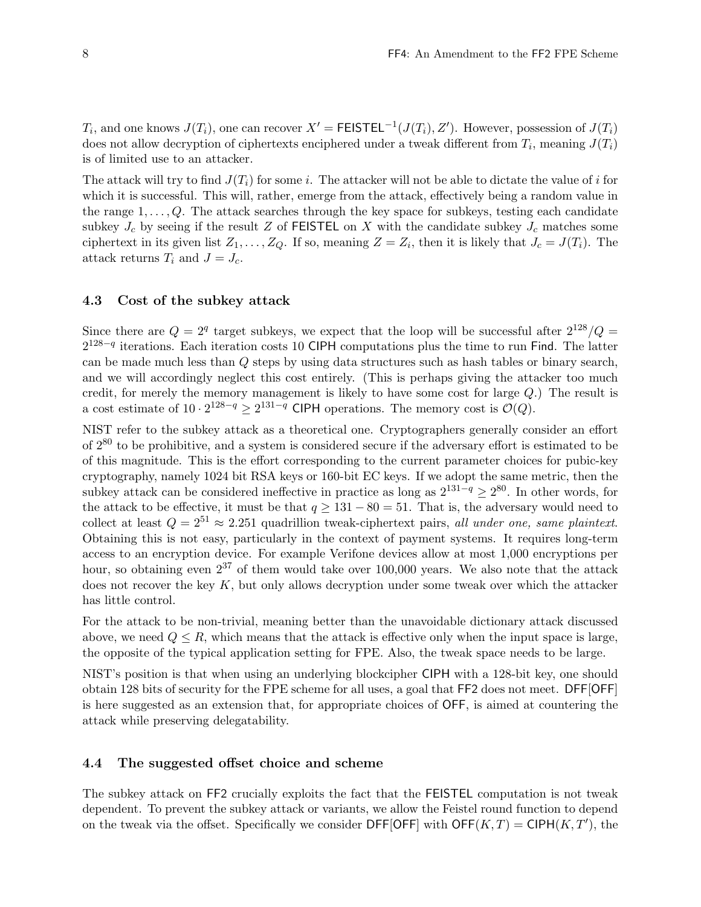$T_i$, and one knows $J(T_i)$, one can recover $X' = \mathsf{FEISTEL}^{-1}(J(T_i), Z')$. However, possession of $J(T_i)$ does not allow decryption of ciphertexts enciphered under a tweak different from $T_i$, meaning $J(T_i)$ is of limited use to an attacker.

The attack will try to find $J(T_i)$ for some $i$. The attacker will not be able to dictate the value of $i$ for which it is successful. This will, rather, emerge from the attack, effectively being a random value in the range $1, \ldots, Q$. The attack searches through the key space for subkeys, testing each candidate subkey $J_c$ by seeing if the result $Z$ of FEISTEL on $X$ with the candidate subkey $J_c$ matches some ciphertext in its given list $Z_1, \ldots, Z_Q$. If so, meaning $Z = Z_i$, then it is likely that $J_c = J(T_i)$. The attack returns $T_i$ and $J = J_c$.

### 4.3 Cost of the subkey attack

Since there are $Q = 2^q$ target subkeys, we expect that the loop will be successful after $2^{128}/Q = 2^{128-q}$ iterations. Each iteration costs 10 CIPH computations plus the time to run Find. The latter can be made much less than $Q$ steps by using data structures such as hash tables or binary search, and we will accordingly neglect this cost entirely. (This is perhaps giving the attacker too much credit, for merely the memory management is likely to have some cost for large $Q$.) The result is a cost estimate of $10 \cdot 2^{128-q} \geq 2^{131-q}$ CIPH operations. The memory cost is $\mathcal{O}(Q)$.

NIST refer to the subkey attack as a theoretical one. Cryptographers generally consider an effort of $2^{80}$ to be prohibitive, and a system is considered secure if the adversary effort is estimated to be of this magnitude. This is the effort corresponding to the current parameter choices for pubic-key cryptography, namely 1024 bit RSA keys or 160-bit EC keys. If we adopt the same metric, then the subkey attack can be considered ineffective in practice as long as $2^{131-q} \geq 2^{80}$. In other words, for the attack to be effective, it must be that $q \geq 131 - 80 = 51$. That is, the adversary would need to collect at least $Q = 2^{51} \approx 2.251$ quadrillion tweak-ciphertext pairs, *all under one, same plaintext*. Obtaining this is not easy, particularly in the context of payment systems. It requires long-term access to an encryption device. For example Verifone devices allow at most 1,000 encryptions per hour, so obtaining even $2^{37}$ of them would take over 100,000 years. We also note that the attack does not recover the key $K$, but only allows decryption under some tweak over which the attacker has little control.

For the attack to be non-trivial, meaning better than the unavoidable dictionary attack discussed above, we need $Q \leq R$, which means that the attack is effective only when the input space is large, the opposite of the typical application setting for FPE. Also, the tweak space needs to be large.

NIST's position is that when using an underlying blockcipher CIPH with a 128-bit key, one should obtain 128 bits of security for the FPE scheme for all uses, a goal that FF2 does not meet. DFF[OFF] is here suggested as an extension that, for appropriate choices of OFF, is aimed at countering the attack while preserving delegatability.

### 4.4 The suggested offset choice and scheme

The subkey attack on FF2 crucially exploits the fact that the FEISTEL computation is not tweak dependent. To prevent the subkey attack or variants, we allow the Feistel round function to depend on the tweak via the offset. Specifically we consider DFF[OFF] with $\mathsf{OFF}(K, T) = \mathsf{CIPH}(K, T')$, the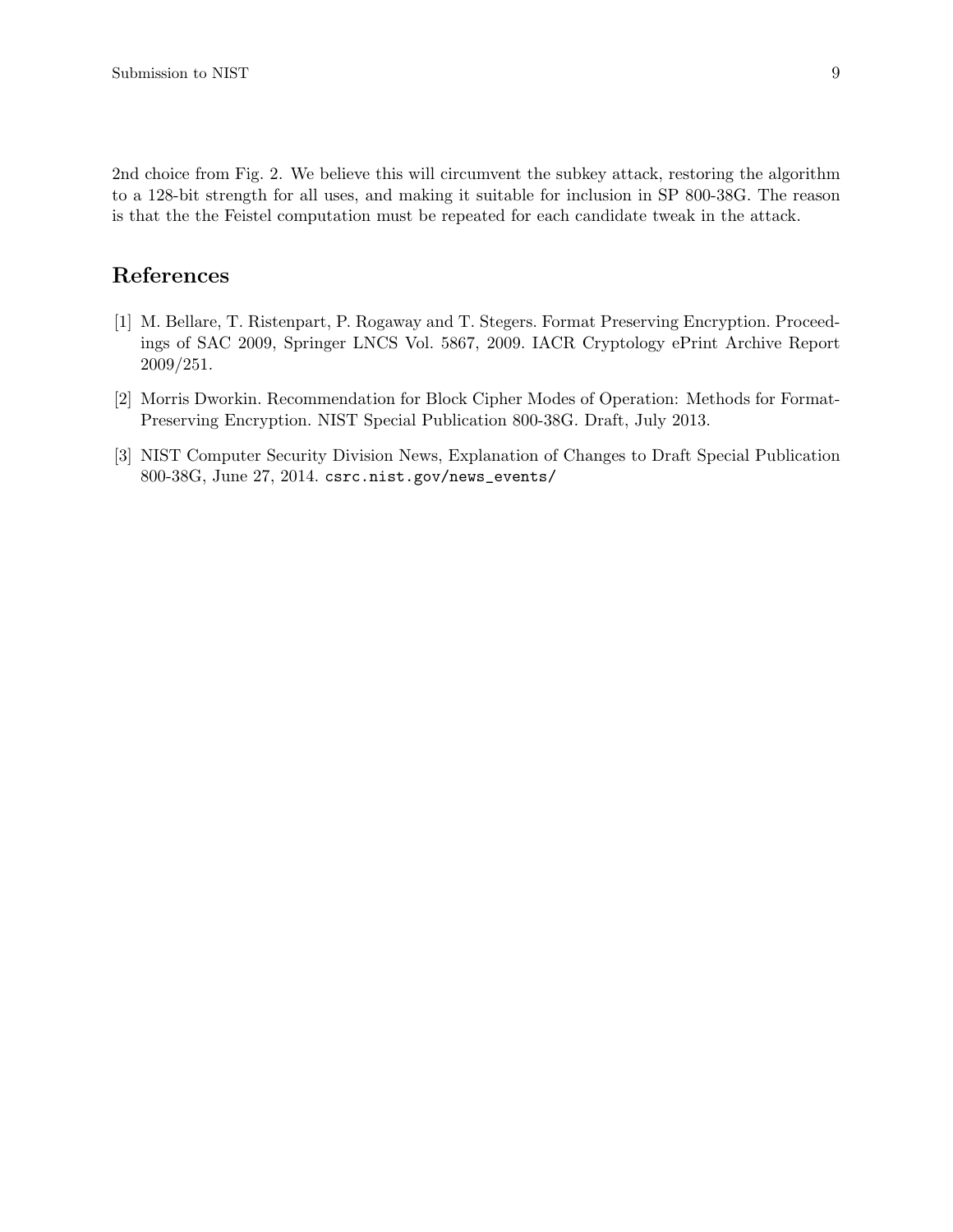2nd choice from Fig. 2. We believe this will circumvent the subkey attack, restoring the algorithm to a 128-bit strength for all uses, and making it suitable for inclusion in SP 800-38G. The reason is that the the Feistel computation must be repeated for each candidate tweak in the attack.

## References

[1] M. Bellare, T. Ristenpart, P. Rogaway and T. Stegers. Format Preserving Encryption. Proceedings of SAC 2009, Springer LNCS Vol. 5867, 2009. IACR Cryptology ePrint Archive Report 2009/251.

[2] Morris Dworkin. Recommendation for Block Cipher Modes of Operation: Methods for Format-Preserving Encryption. NIST Special Publication 800-38G. Draft, July 2013.

[3] NIST Computer Security Division News, Explanation of Changes to Draft Special Publication 800-38G, June 27, 2014. `csrc.nist.gov/news_events/`